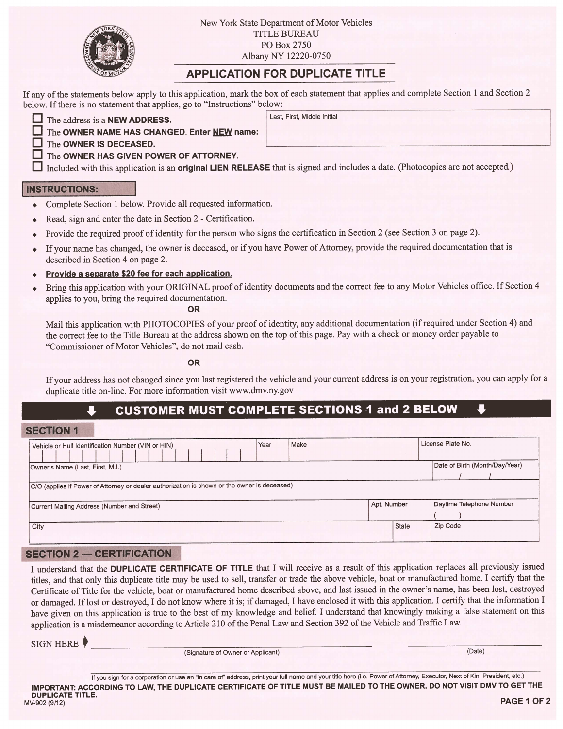New York State Department of Motor Vehicles
TITLE BUREAU
PO Box 2750
Albany NY 12220-0750

# APPLICATION FOR DUPLICATE TITLE

If any of the statements below apply to this application, mark the box of each statement that applies and complete Section 1 and Section 2 below. If there is no statement that applies, go to "Instructions" below:

- ☐ The address is a **NEW ADDRESS.**
- ☐ The **OWNER NAME HAS CHANGED. Enter NEW name:** Last, First, Middle Initial ____________________
- ☐ The **OWNER IS DECEASED.**
- ☐ The **OWNER HAS GIVEN POWER OF ATTORNEY.**
- ☐ Included with this application is an **original LIEN RELEASE** that is signed and includes a date. (Photocopies are not accepted.)

## INSTRUCTIONS:

- Complete Section 1 below. Provide all requested information.
- Read, sign and enter the date in Section 2 - Certification.
- Provide the required proof of identity for the person who signs the certification in Section 2 (see Section 3 on page 2).
- If your name has changed, the owner is deceased, or if you have Power of Attorney, provide the required documentation that is described in Section 4 on page 2.
- **Provide a separate $20 fee for each application.**
- Bring this application with your ORIGINAL proof of identity documents and the correct fee to any Motor Vehicles office. If Section 4 applies to you, bring the required documentation.

  **OR**

  Mail this application with PHOTOCOPIES of your proof of identity, any additional documentation (if required under Section 4) and the correct fee to the Title Bureau at the address shown on the top of this page. Pay with a check or money order payable to "Commissioner of Motor Vehicles", do not mail cash.

  **OR**

  If your address has not changed since you last registered the vehicle and your current address is on your registration, you can apply for a duplicate title on-line. For more information visit www.dmv.ny.gov

## CUSTOMER MUST COMPLETE SECTIONS 1 and 2 BELOW

## SECTION 1

| Vehicle or Hull Identification Number (VIN or HIN) | | Year | Make | License Plate No. |
|---|---|---|---|---|
| Owner's Name (Last, First, M.I.) | | | | Date of Birth (Month/Day/Year) / / |
| C/O (applies if Power of Attorney or dealer authorization is shown or the owner is deceased) | | | | |
| Current Mailing Address (Number and Street) | Apt. Number | | | Daytime Telephone Number ( ) |
| City | State | | | Zip Code |

## SECTION 2 — CERTIFICATION

I understand that the **DUPLICATE CERTIFICATE OF TITLE** that I will receive as a result of this application replaces all previously issued titles, and that only this duplicate title may be used to sell, transfer or trade the above vehicle, boat or manufactured home. I certify that the Certificate of Title for the vehicle, boat or manufactured home described above, and last issued in the owner's name, has been lost, destroyed or damaged. If lost or destroyed, I do not know where it is; if damaged, I have enclosed it with this application. I certify that the information I have given on this application is true to the best of my knowledge and belief. I understand that knowingly making a false statement on this application is a misdemeanor according to Article 210 of the Penal Law and Section 392 of the Vehicle and Traffic Law.

SIGN HERE ➧ ______________________________ (Signature of Owner or Applicant) ____________ (Date)

______________________________
If you sign for a corporation or use an "in care of" address, print your full name and your title here (i.e. Power of Attorney, Executor, Next of Kin, President, etc.)

**IMPORTANT: ACCORDING TO LAW, THE DUPLICATE CERTIFICATE OF TITLE MUST BE MAILED TO THE OWNER. DO NOT VISIT DMV TO GET THE DUPLICATE TITLE.**

MV-902 (9/12)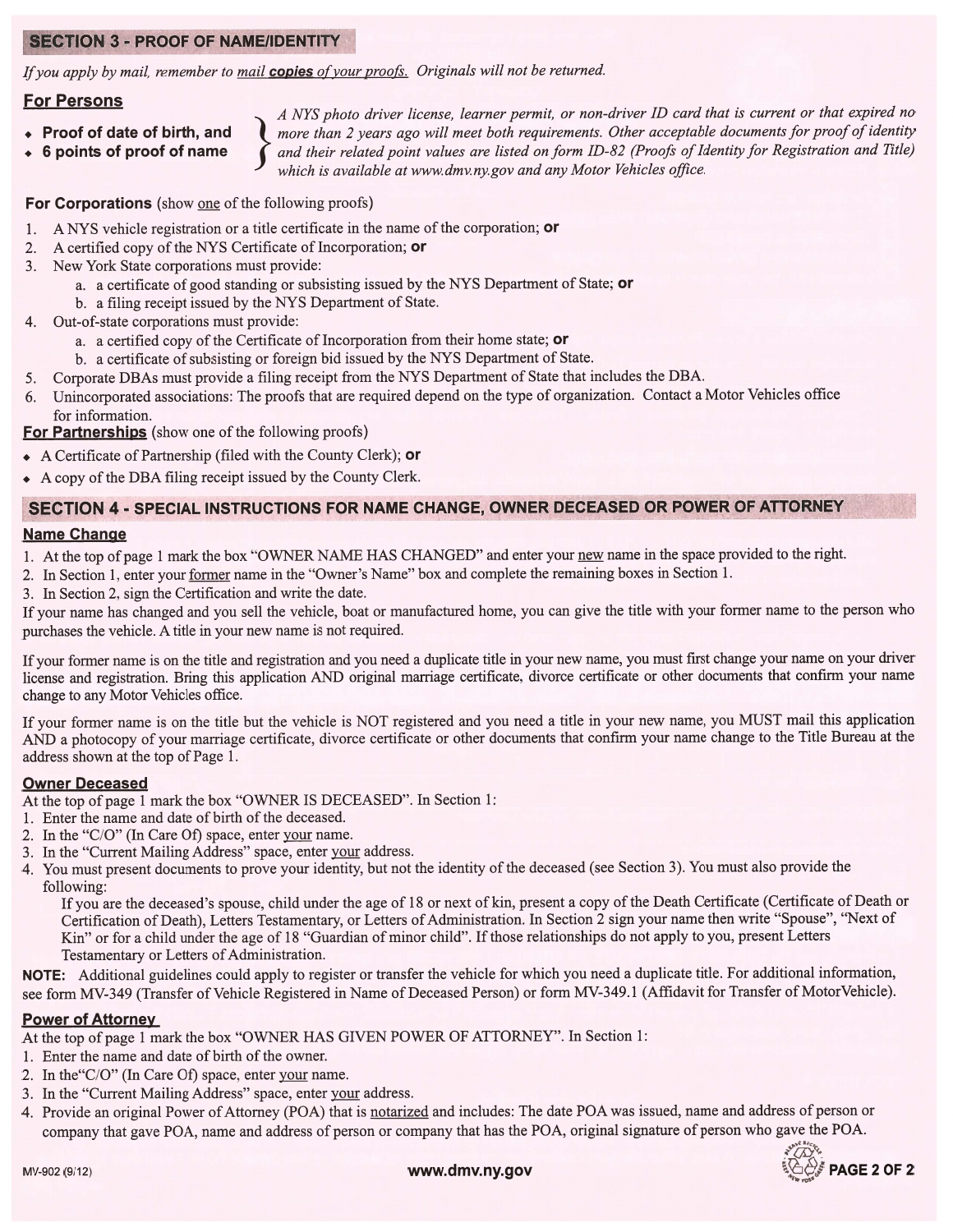## SECTION 3 - PROOF OF NAME/IDENTITY

*If you apply by mail, remember to mail **copies** of your proofs. Originals will not be returned.*

### For Persons

- **Proof of date of birth, and**
- **6 points of proof of name**

*A NYS photo driver license, learner permit, or non-driver ID card that is current or that expired no more than 2 years ago will meet both requirements. Other acceptable documents for proof of identity and their related point values are listed on form ID-82 (Proofs of Identity for Registration and Title) which is available at www.dmv.ny.gov and any Motor Vehicles office.*

**For Corporations** (show one of the following proofs)

1. A NYS vehicle registration or a title certificate in the name of the corporation; **or**
2. A certified copy of the NYS Certificate of Incorporation; **or**
3. New York State corporations must provide:
   a. a certificate of good standing or subsisting issued by the NYS Department of State; **or**
   b. a filing receipt issued by the NYS Department of State.
4. Out-of-state corporations must provide:
   a. a certified copy of the Certificate of Incorporation from their home state; **or**
   b. a certificate of subsisting or foreign bid issued by the NYS Department of State.
5. Corporate DBAs must provide a filing receipt from the NYS Department of State that includes the DBA.
6. Unincorporated associations: The proofs that are required depend on the type of organization. Contact a Motor Vehicles office for information.

**For Partnerships** (show one of the following proofs)

- A Certificate of Partnership (filed with the County Clerk); **or**
- A copy of the DBA filing receipt issued by the County Clerk.

## SECTION 4 - SPECIAL INSTRUCTIONS FOR NAME CHANGE, OWNER DECEASED OR POWER OF ATTORNEY

### Name Change

1. At the top of page 1 mark the box "OWNER NAME HAS CHANGED" and enter your new name in the space provided to the right.
2. In Section 1, enter your former name in the "Owner's Name" box and complete the remaining boxes in Section 1.
3. In Section 2, sign the Certification and write the date.

If your name has changed and you sell the vehicle, boat or manufactured home, you can give the title with your former name to the person who purchases the vehicle. A title in your new name is not required.

If your former name is on the title and registration and you need a duplicate title in your new name, you must first change your name on your driver license and registration. Bring this application AND original marriage certificate, divorce certificate or other documents that confirm your name change to any Motor Vehicles office.

If your former name is on the title but the vehicle is NOT registered and you need a title in your new name, you MUST mail this application AND a photocopy of your marriage certificate, divorce certificate or other documents that confirm your name change to the Title Bureau at the address shown at the top of Page 1.

### Owner Deceased

At the top of page 1 mark the box "OWNER IS DECEASED". In Section 1:

1. Enter the name and date of birth of the deceased.
2. In the "C/O" (In Care Of) space, enter your name.
3. In the "Current Mailing Address" space, enter your address.
4. You must present documents to prove your identity, but not the identity of the deceased (see Section 3). You must also provide the following:
   If you are the deceased's spouse, child under the age of 18 or next of kin, present a copy of the Death Certificate (Certificate of Death or Certification of Death), Letters Testamentary, or Letters of Administration. In Section 2 sign your name then write "Spouse", "Next of Kin" or for a child under the age of 18 "Guardian of minor child". If those relationships do not apply to you, present Letters Testamentary or Letters of Administration.

**NOTE:** Additional guidelines could apply to register or transfer the vehicle for which you need a duplicate title. For additional information, see form MV-349 (Transfer of Vehicle Registered in Name of Deceased Person) or form MV-349.1 (Affidavit for Transfer of MotorVehicle).

### Power of Attorney

At the top of page 1 mark the box "OWNER HAS GIVEN POWER OF ATTORNEY". In Section 1:

1. Enter the name and date of birth of the owner.
2. In the"C/O" (In Care Of) space, enter your name.
3. In the "Current Mailing Address" space, enter your address.
4. Provide an original Power of Attorney (POA) that is notarized and includes: The date POA was issued, name and address of person or company that gave POA, name and address of person or company that has the POA, original signature of person who gave the POA.

MV-902 (9/12) www.dmv.ny.gov